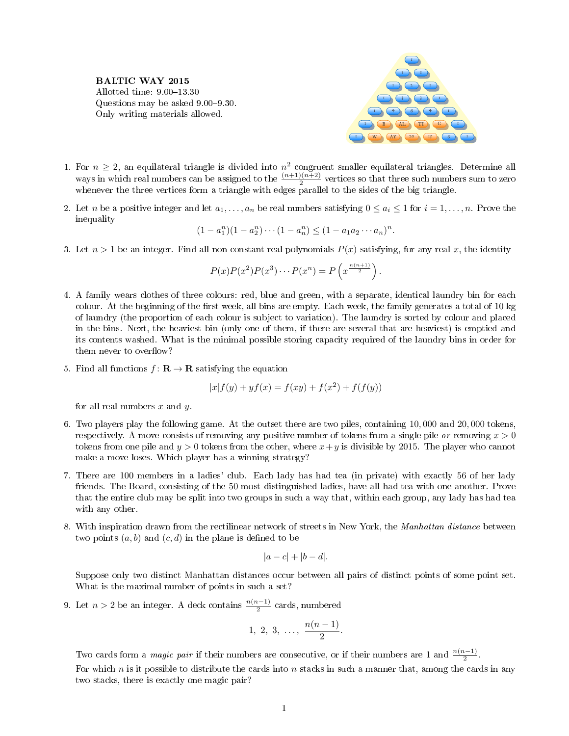**BALTIC WAY 2015**
Allotted time: 9.00–13.30
Questions may be asked 9.00–9.30.
Only writing materials allowed.

1. For $n \geq 2$, an equilateral triangle is divided into $n^2$ congruent smaller equilateral triangles. Determine all ways in which real numbers can be assigned to the $\frac{(n+1)(n+2)}{2}$ vertices so that three such numbers sum to zero whenever the three vertices form a triangle with edges parallel to the sides of the big triangle.

2. Let $n$ be a positive integer and let $a_1, \ldots, a_n$ be real numbers satisfying $0 \leq a_i \leq 1$ for $i = 1, \ldots, n$. Prove the inequality
$$(1 - a_1^n)(1 - a_2^n) \cdots (1 - a_n^n) \leq (1 - a_1 a_2 \cdots a_n)^n.$$

3. Let $n > 1$ be an integer. Find all non-constant real polynomials $P(x)$ satisfying, for any real $x$, the identity
$$P(x)P(x^2)P(x^3) \cdots P(x^n) = P\left(x^{\frac{n(n+1)}{2}}\right).$$

4. A family wears clothes of three colours: red, blue and green, with a separate, identical laundry bin for each colour. At the beginning of the first week, all bins are empty. Each week, the family generates a total of 10 kg of laundry (the proportion of each colour is subject to variation). The laundry is sorted by colour and placed in the bins. Next, the heaviest bin (only one of them, if there are several that are heaviest) is emptied and its contents washed. What is the minimal possible storing capacity required of the laundry bins in order for them never to overflow?

5. Find all functions $f\colon \mathbf{R} \to \mathbf{R}$ satisfying the equation
$$|x|f(y) + yf(x) = f(xy) + f(x^2) + f(f(y))$$
for all real numbers $x$ and $y$.

6. Two players play the following game. At the outset there are two piles, containing 10,000 and 20,000 tokens, respectively. A move consists of removing any positive number of tokens from a single pile *or* removing $x > 0$ tokens from one pile and $y > 0$ tokens from the other, where $x + y$ is divisible by 2015. The player who cannot make a move loses. Which player has a winning strategy?

7. There are 100 members in a ladies' club. Each lady has had tea (in private) with exactly 56 of her lady friends. The Board, consisting of the 50 most distinguished ladies, have all had tea with one another. Prove that the entire club may be split into two groups in such a way that, within each group, any lady has had tea with any other.

8. With inspiration drawn from the rectilinear network of streets in New York, the *Manhattan distance* between two points $(a, b)$ and $(c, d)$ in the plane is defined to be
$$|a - c| + |b - d|.$$
Suppose only two distinct Manhattan distances occur between all pairs of distinct points of some point set. What is the maximal number of points in such a set?

9. Let $n > 2$ be an integer. A deck contains $\frac{n(n-1)}{2}$ cards, numbered
$$1,\ 2,\ 3,\ \ldots,\ \frac{n(n-1)}{2}.$$
Two cards form a *magic pair* if their numbers are consecutive, or if their numbers are 1 and $\frac{n(n-1)}{2}$.
For which $n$ is it possible to distribute the cards into $n$ stacks in such a manner that, among the cards in any two stacks, there is exactly one magic pair?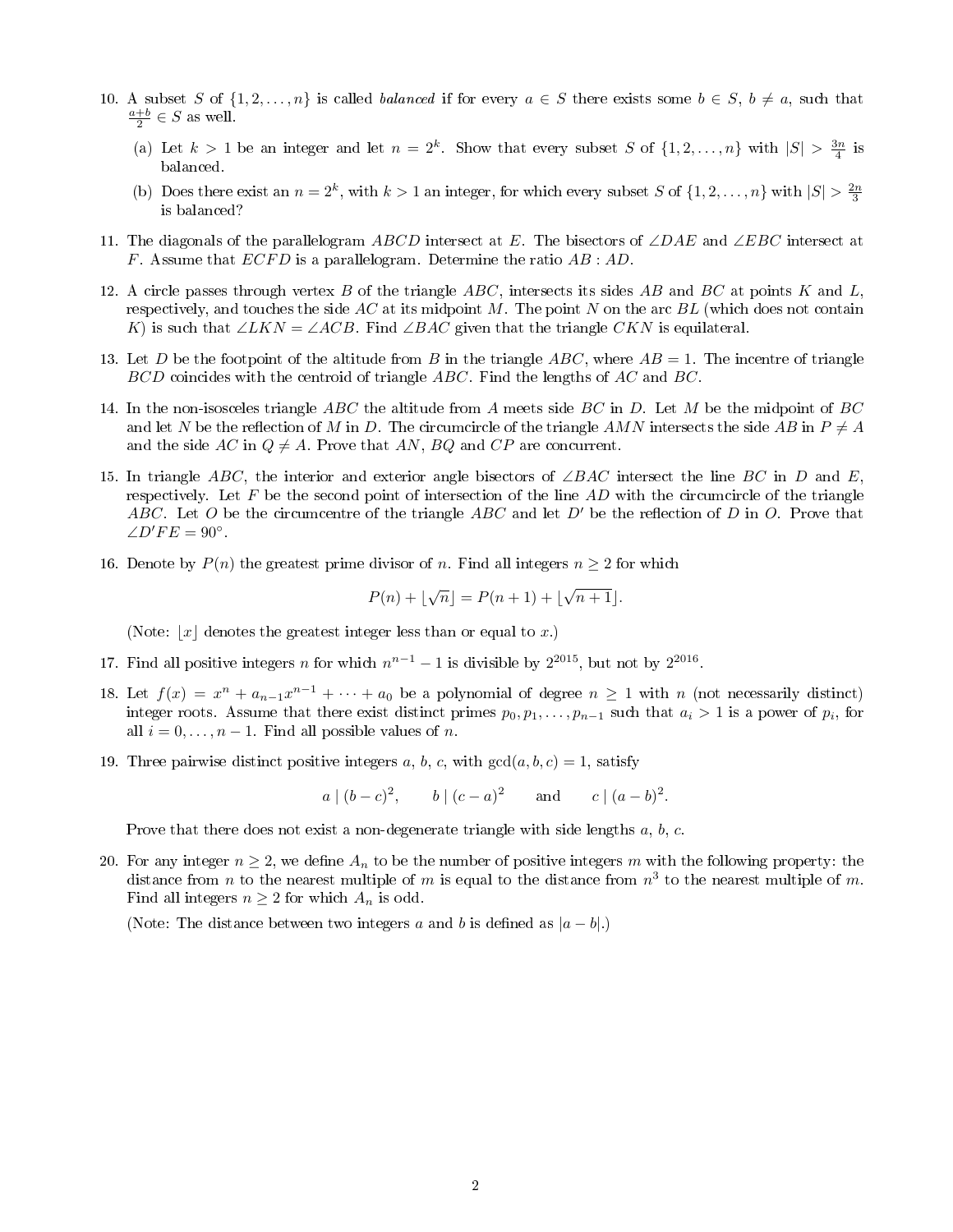10. A subset $S$ of $\{1, 2, \ldots, n\}$ is called *balanced* if for every $a \in S$ there exists some $b \in S$, $b \neq a$, such that $\frac{a+b}{2} \in S$ as well.

    (a) Let $k > 1$ be an integer and let $n = 2^k$. Show that every subset $S$ of $\{1, 2, \ldots, n\}$ with $|S| > \frac{3n}{4}$ is balanced.

    (b) Does there exist an $n = 2^k$, with $k > 1$ an integer, for which every subset $S$ of $\{1, 2, \ldots, n\}$ with $|S| > \frac{2n}{3}$ is balanced?

11. The diagonals of the parallelogram $ABCD$ intersect at $E$. The bisectors of $\angle DAE$ and $\angle EBC$ intersect at $F$. Assume that $ECFD$ is a parallelogram. Determine the ratio $AB : AD$.

12. A circle passes through vertex $B$ of the triangle $ABC$, intersects its sides $AB$ and $BC$ at points $K$ and $L$, respectively, and touches the side $AC$ at its midpoint $M$. The point $N$ on the arc $BL$ (which does not contain $K$) is such that $\angle LKN = \angle ACB$. Find $\angle BAC$ given that the triangle $CKN$ is equilateral.

13. Let $D$ be the footpoint of the altitude from $B$ in the triangle $ABC$, where $AB = 1$. The incentre of triangle $BCD$ coincides with the centroid of triangle $ABC$. Find the lengths of $AC$ and $BC$.

14. In the non-isosceles triangle $ABC$ the altitude from $A$ meets side $BC$ in $D$. Let $M$ be the midpoint of $BC$ and let $N$ be the reflection of $M$ in $D$. The circumcircle of the triangle $AMN$ intersects the side $AB$ in $P \neq A$ and the side $AC$ in $Q \neq A$. Prove that $AN$, $BQ$ and $CP$ are concurrent.

15. In triangle $ABC$, the interior and exterior angle bisectors of $\angle BAC$ intersect the line $BC$ in $D$ and $E$, respectively. Let $F$ be the second point of intersection of the line $AD$ with the circumcircle of the triangle $ABC$. Let $O$ be the circumcentre of the triangle $ABC$ and let $D'$ be the reflection of $D$ in $O$. Prove that $\angle D'FE = 90°$.

16. Denote by $P(n)$ the greatest prime divisor of $n$. Find all integers $n \geq 2$ for which

$$P(n) + \lfloor \sqrt{n} \rfloor = P(n+1) + \lfloor \sqrt{n+1} \rfloor.$$

    (Note: $\lfloor x \rfloor$ denotes the greatest integer less than or equal to $x$.)

17. Find all positive integers $n$ for which $n^{n-1} - 1$ is divisible by $2^{2015}$, but not by $2^{2016}$.

18. Let $f(x) = x^n + a_{n-1}x^{n-1} + \cdots + a_0$ be a polynomial of degree $n \geq 1$ with $n$ (not necessarily distinct) integer roots. Assume that there exist distinct primes $p_0, p_1, \ldots, p_{n-1}$ such that $a_i > 1$ is a power of $p_i$, for all $i = 0, \ldots, n-1$. Find all possible values of $n$.

19. Three pairwise distinct positive integers $a$, $b$, $c$, with $\gcd(a, b, c) = 1$, satisfy

$$a \mid (b-c)^2, \qquad b \mid (c-a)^2 \qquad \text{and} \qquad c \mid (a-b)^2.$$

    Prove that there does not exist a non-degenerate triangle with side lengths $a$, $b$, $c$.

20. For any integer $n \geq 2$, we define $A_n$ to be the number of positive integers $m$ with the following property: the distance from $n$ to the nearest multiple of $m$ is equal to the distance from $n^3$ to the nearest multiple of $m$. Find all integers $n \geq 2$ for which $A_n$ is odd.

    (Note: The distance between two integers $a$ and $b$ is defined as $|a - b|$.)